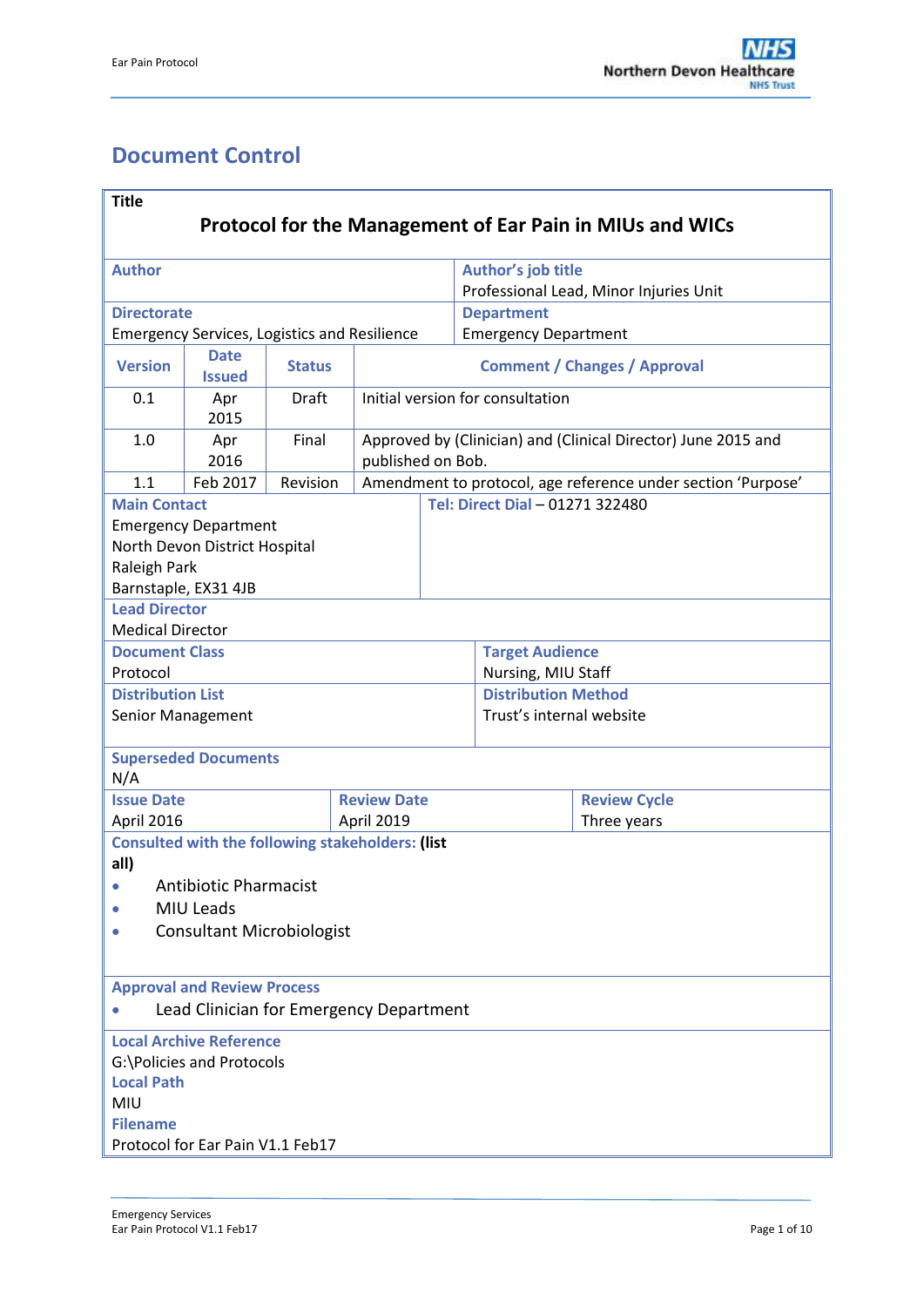# Document Control

**Title**

**Protocol for the Management of Ear Pain in MIUs and WICs**

| **Author** | **Author's job title** |
| --- | --- |
| | Professional Lead, Minor Injuries Unit |
| **Directorate** | **Department** |
| Emergency Services, Logistics and Resilience | Emergency Department |

| **Version** | **Date Issued** | **Status** | **Comment / Changes / Approval** |
| --- | --- | --- | --- |
| 0.1 | Apr 2015 | Draft | Initial version for consultation |
| 1.0 | Apr 2016 | Final | Approved by (Clinician) and (Clinical Director) June 2015 and published on Bob. |
| 1.1 | Feb 2017 | Revision | Amendment to protocol, age reference under section 'Purpose' |

**Main Contact**
Emergency Department
North Devon District Hospital
Raleigh Park
Barnstaple, EX31 4JB

**Tel: Direct Dial** – 01271 322480

**Lead Director**
Medical Director

| **Document Class** | **Target Audience** |
| --- | --- |
| Protocol | Nursing, MIU Staff |
| **Distribution List** | **Distribution Method** |
| Senior Management | Trust's internal website |

**Superseded Documents**
N/A

| **Issue Date** | **Review Date** | **Review Cycle** |
| --- | --- | --- |
| April 2016 | April 2019 | Three years |

**Consulted with the following stakeholders: (list all)**

- Antibiotic Pharmacist
- MIU Leads
- Consultant Microbiologist

**Approval and Review Process**

- Lead Clinician for Emergency Department

**Local Archive Reference**
G:\Policies and Protocols
**Local Path**
MIU
**Filename**
Protocol for Ear Pain V1.1 Feb17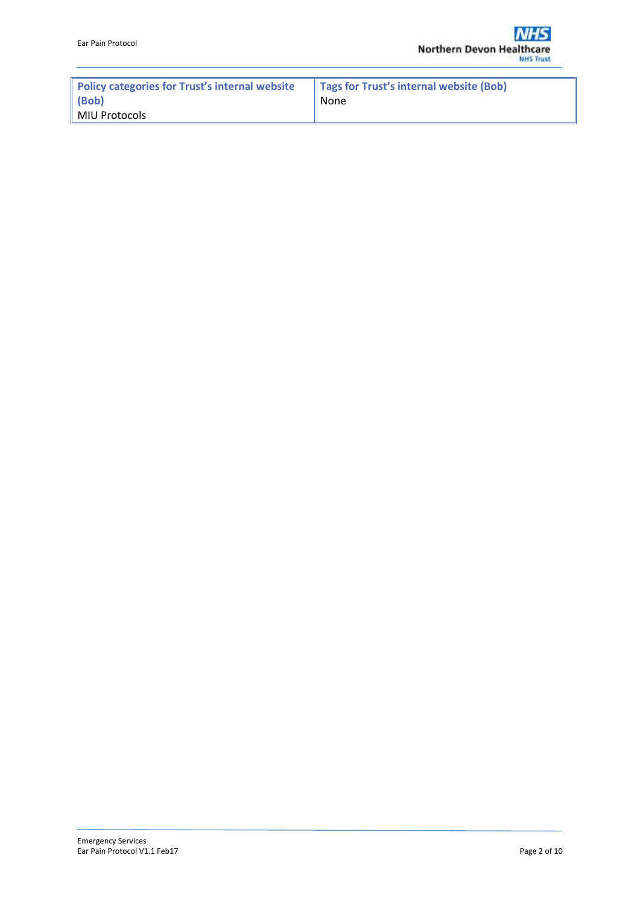| Policy categories for Trust's internal website (Bob) | Tags for Trust's internal website (Bob) |
|---|---|
| MIU Protocols | None |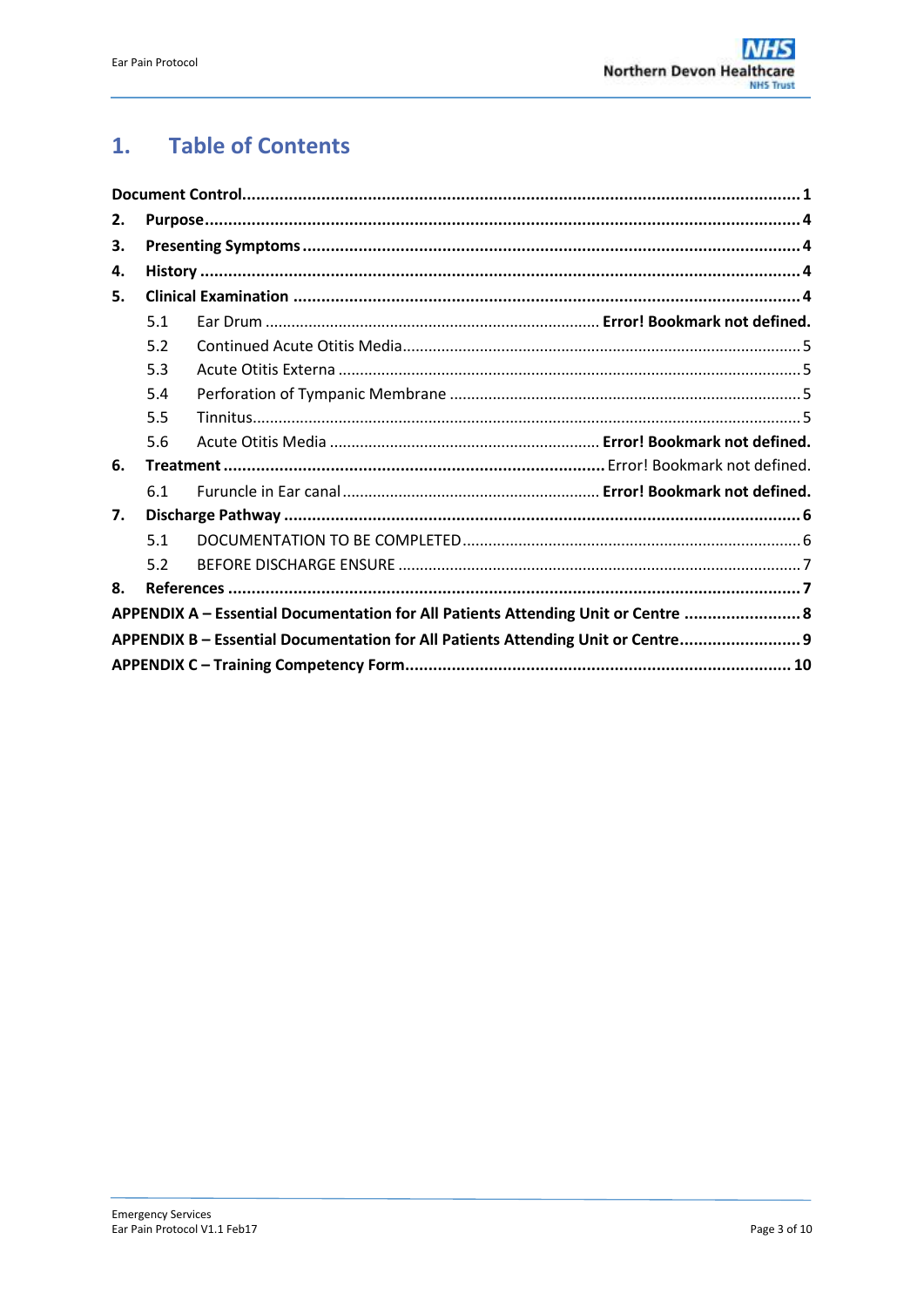# 1. Table of Contents

**Document Control** ........................................................................................................ **1**

**2. Purpose** ........................................................................................................ **4**

**3. Presenting Symptoms** ........................................................................................................ **4**

**4. History** ........................................................................................................ **4**

**5. Clinical Examination** ........................................................................................................ **4**

- 5.1 Ear Drum ........................................................................ **Error! Bookmark not defined.**
- 5.2 Continued Acute Otitis Media ........................................................................ 5
- 5.3 Acute Otitis Externa ........................................................................ 5
- 5.4 Perforation of Tympanic Membrane ........................................................................ 5
- 5.5 Tinnitus ........................................................................ 5
- 5.6 Acute Otitis Media ........................................................................ **Error! Bookmark not defined.**

**6. Treatment** ........................................................................ Error! Bookmark not defined.

- 6.1 Furuncle in Ear canal ........................................................................ **Error! Bookmark not defined.**

**7. Discharge Pathway** ........................................................................................................ **6**

- 5.1 DOCUMENTATION TO BE COMPLETED ........................................................................ 6
- 5.2 BEFORE DISCHARGE ENSURE ........................................................................ 7

**8. References** ........................................................................................................ **7**

**APPENDIX A – Essential Documentation for All Patients Attending Unit or Centre** ........................ **8**

**APPENDIX B – Essential Documentation for All Patients Attending Unit or Centre** ........................ **9**

**APPENDIX C – Training Competency Form** ........................................................................ **10**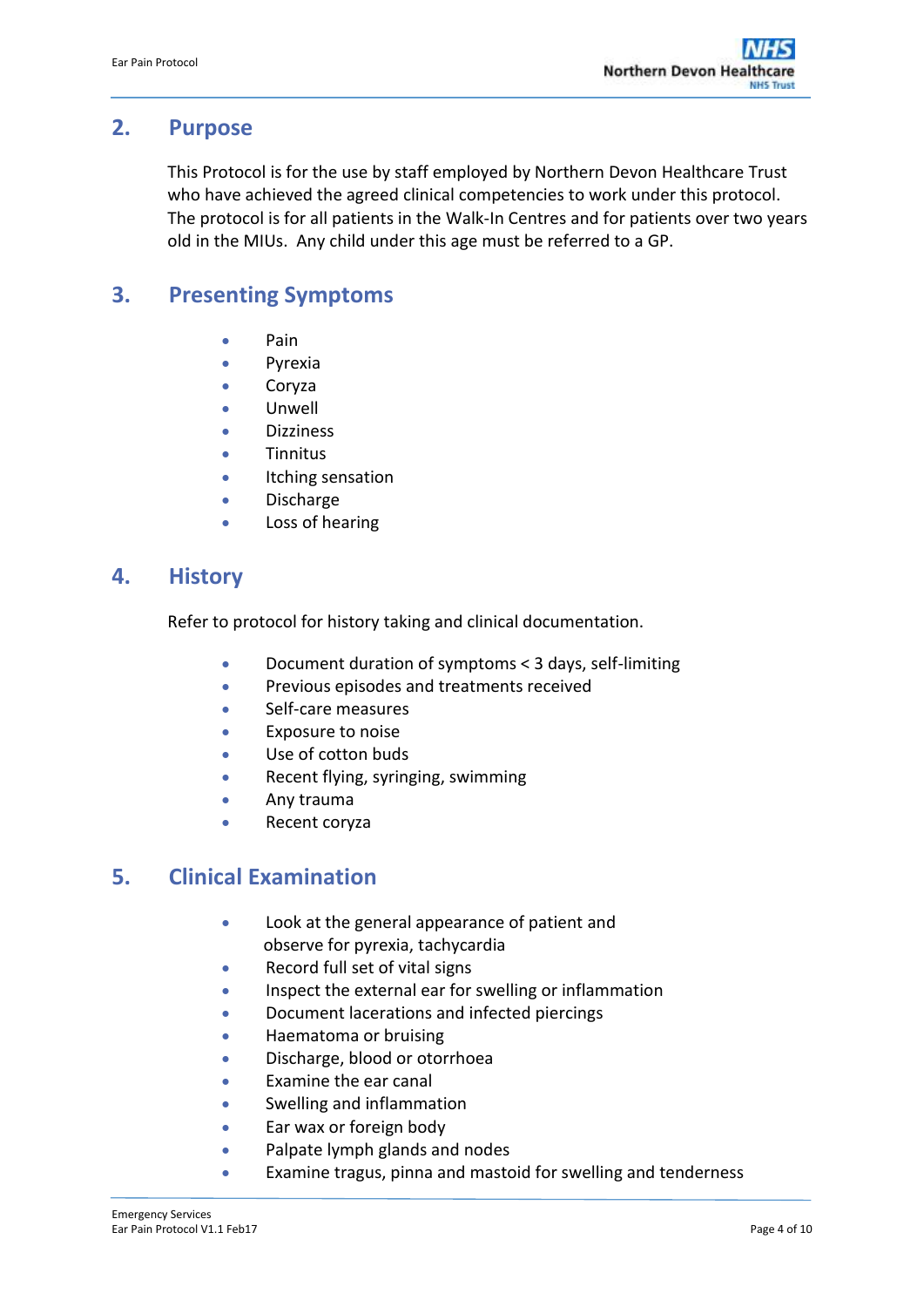## 2. Purpose

This Protocol is for the use by staff employed by Northern Devon Healthcare Trust who have achieved the agreed clinical competencies to work under this protocol. The protocol is for all patients in the Walk-In Centres and for patients over two years old in the MIUs. Any child under this age must be referred to a GP.

## 3. Presenting Symptoms

- Pain
- Pyrexia
- Coryza
- Unwell
- Dizziness
- Tinnitus
- Itching sensation
- Discharge
- Loss of hearing

## 4. History

Refer to protocol for history taking and clinical documentation.

- Document duration of symptoms < 3 days, self-limiting
- Previous episodes and treatments received
- Self-care measures
- Exposure to noise
- Use of cotton buds
- Recent flying, syringing, swimming
- Any trauma
- Recent coryza

## 5. Clinical Examination

- Look at the general appearance of patient and observe for pyrexia, tachycardia
- Record full set of vital signs
- Inspect the external ear for swelling or inflammation
- Document lacerations and infected piercings
- Haematoma or bruising
- Discharge, blood or otorrhoea
- Examine the ear canal
- Swelling and inflammation
- Ear wax or foreign body
- Palpate lymph glands and nodes
- Examine tragus, pinna and mastoid for swelling and tenderness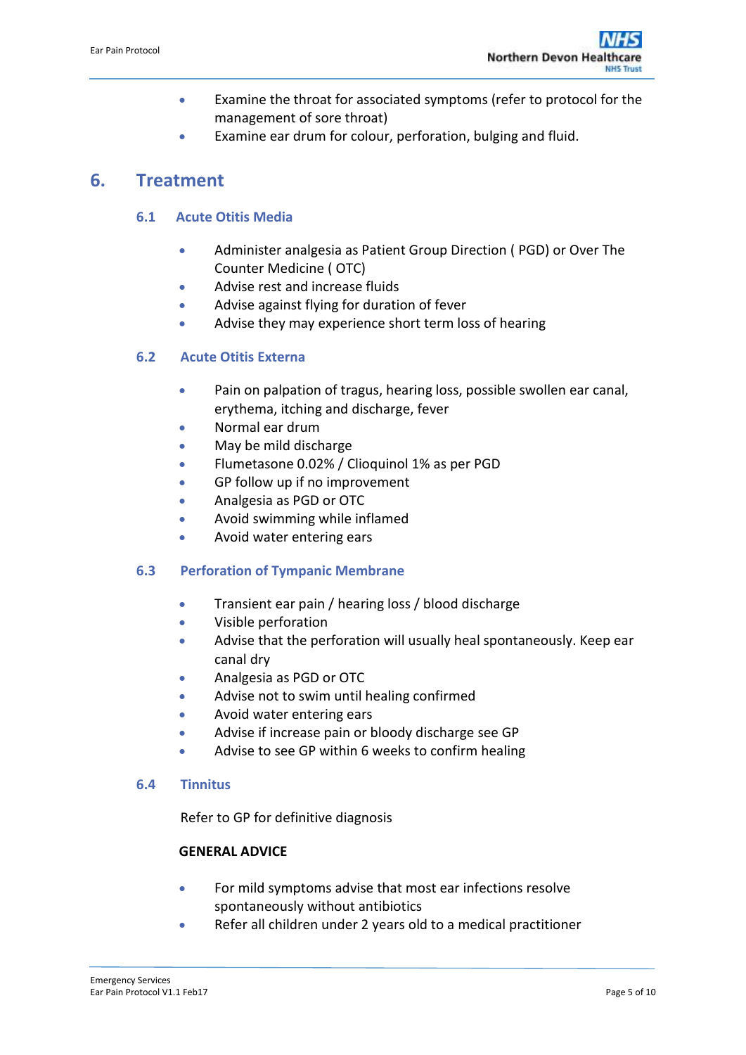- Examine the throat for associated symptoms (refer to protocol for the management of sore throat)
- Examine ear drum for colour, perforation, bulging and fluid.

# 6. Treatment

## 6.1 Acute Otitis Media

- Administer analgesia as Patient Group Direction ( PGD) or Over The Counter Medicine ( OTC)
- Advise rest and increase fluids
- Advise against flying for duration of fever
- Advise they may experience short term loss of hearing

## 6.2 Acute Otitis Externa

- Pain on palpation of tragus, hearing loss, possible swollen ear canal, erythema, itching and discharge, fever
- Normal ear drum
- May be mild discharge
- Flumetasone 0.02% / Clioquinol 1% as per PGD
- GP follow up if no improvement
- Analgesia as PGD or OTC
- Avoid swimming while inflamed
- Avoid water entering ears

## 6.3 Perforation of Tympanic Membrane

- Transient ear pain / hearing loss / blood discharge
- Visible perforation
- Advise that the perforation will usually heal spontaneously. Keep ear canal dry
- Analgesia as PGD or OTC
- Advise not to swim until healing confirmed
- Avoid water entering ears
- Advise if increase pain or bloody discharge see GP
- Advise to see GP within 6 weeks to confirm healing

## 6.4 Tinnitus

Refer to GP for definitive diagnosis

**GENERAL ADVICE**

- For mild symptoms advise that most ear infections resolve spontaneously without antibiotics
- Refer all children under 2 years old to a medical practitioner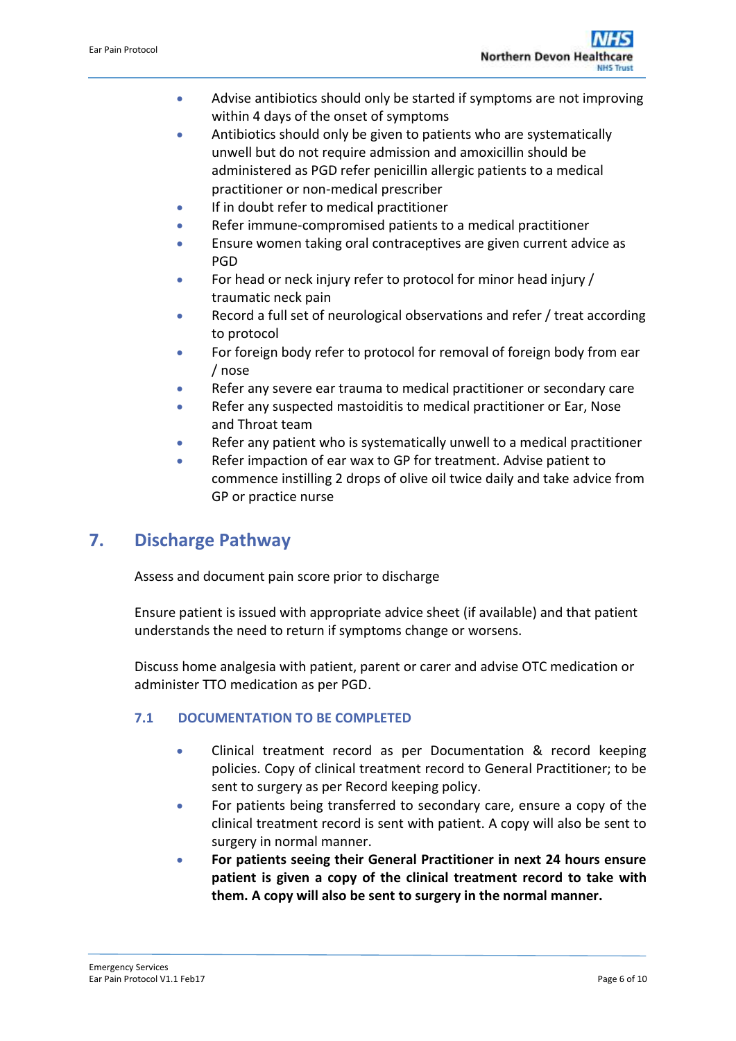- Advise antibiotics should only be started if symptoms are not improving within 4 days of the onset of symptoms
- Antibiotics should only be given to patients who are systematically unwell but do not require admission and amoxicillin should be administered as PGD refer penicillin allergic patients to a medical practitioner or non-medical prescriber
- If in doubt refer to medical practitioner
- Refer immune-compromised patients to a medical practitioner
- Ensure women taking oral contraceptives are given current advice as PGD
- For head or neck injury refer to protocol for minor head injury / traumatic neck pain
- Record a full set of neurological observations and refer / treat according to protocol
- For foreign body refer to protocol for removal of foreign body from ear / nose
- Refer any severe ear trauma to medical practitioner or secondary care
- Refer any suspected mastoiditis to medical practitioner or Ear, Nose and Throat team
- Refer any patient who is systematically unwell to a medical practitioner
- Refer impaction of ear wax to GP for treatment. Advise patient to commence instilling 2 drops of olive oil twice daily and take advice from GP or practice nurse

## 7. Discharge Pathway

Assess and document pain score prior to discharge

Ensure patient is issued with appropriate advice sheet (if available) and that patient understands the need to return if symptoms change or worsens.

Discuss home analgesia with patient, parent or carer and advise OTC medication or administer TTO medication as per PGD.

### 7.1 DOCUMENTATION TO BE COMPLETED

- Clinical treatment record as per Documentation & record keeping policies. Copy of clinical treatment record to General Practitioner; to be sent to surgery as per Record keeping policy.
- For patients being transferred to secondary care, ensure a copy of the clinical treatment record is sent with patient. A copy will also be sent to surgery in normal manner.
- **For patients seeing their General Practitioner in next 24 hours ensure patient is given a copy of the clinical treatment record to take with them. A copy will also be sent to surgery in the normal manner.**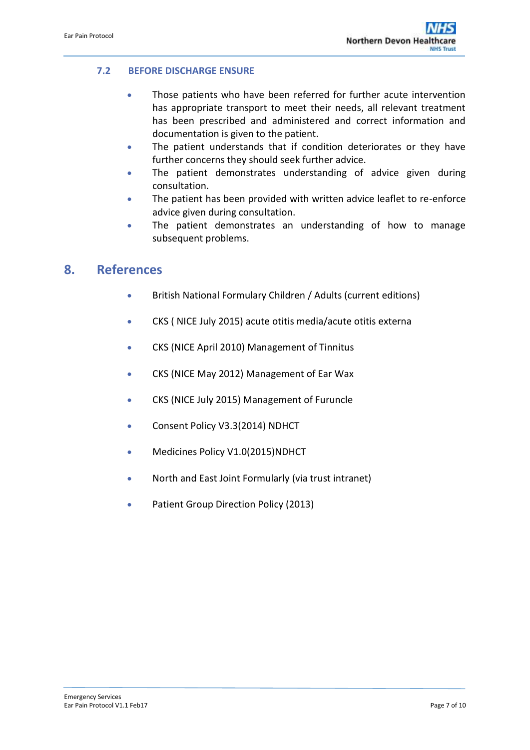### 7.2 BEFORE DISCHARGE ENSURE

- Those patients who have been referred for further acute intervention has appropriate transport to meet their needs, all relevant treatment has been prescribed and administered and correct information and documentation is given to the patient.
- The patient understands that if condition deteriorates or they have further concerns they should seek further advice.
- The patient demonstrates understanding of advice given during consultation.
- The patient has been provided with written advice leaflet to re-enforce advice given during consultation.
- The patient demonstrates an understanding of how to manage subsequent problems.

## 8. References

- British National Formulary Children / Adults (current editions)
- CKS ( NICE July 2015) acute otitis media/acute otitis externa
- CKS (NICE April 2010) Management of Tinnitus
- CKS (NICE May 2012) Management of Ear Wax
- CKS (NICE July 2015) Management of Furuncle
- Consent Policy V3.3(2014) NDHCT
- Medicines Policy V1.0(2015)NDHCT
- North and East Joint Formularly (via trust intranet)
- Patient Group Direction Policy (2013)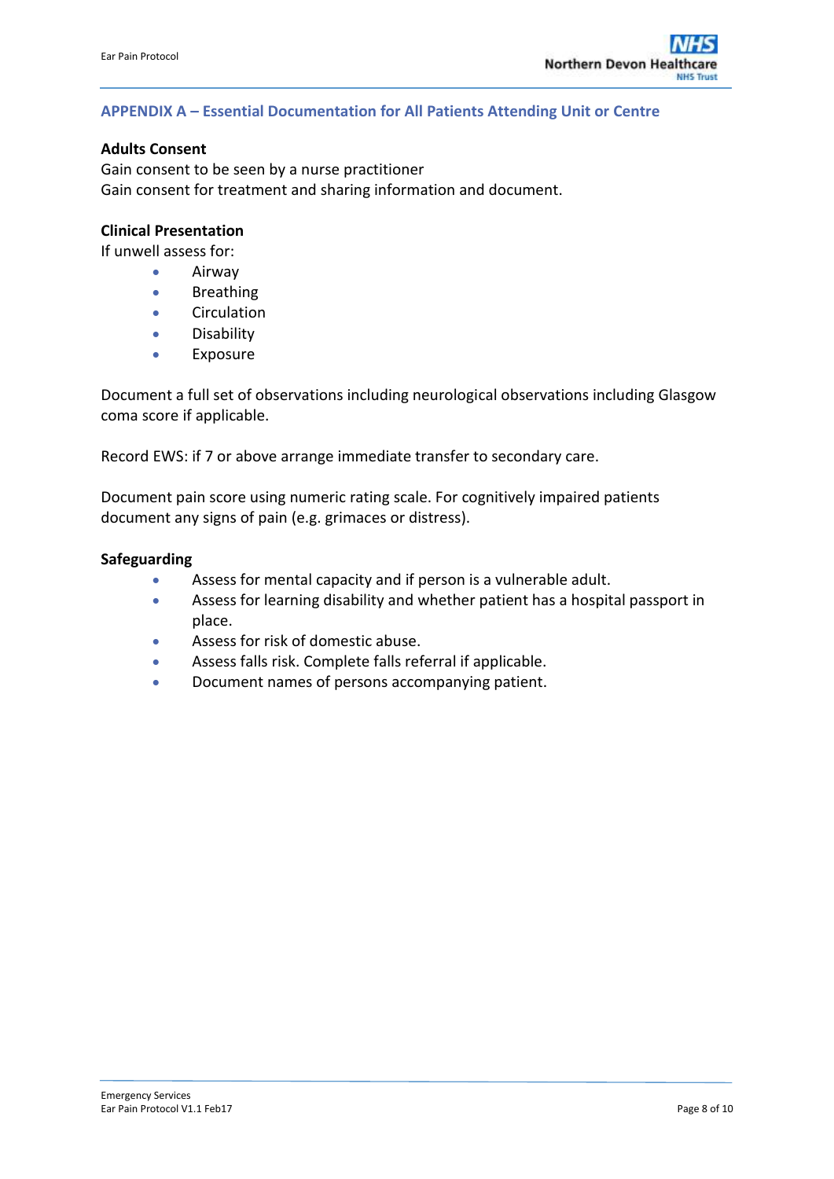## APPENDIX A – Essential Documentation for All Patients Attending Unit or Centre

**Adults Consent**

Gain consent to be seen by a nurse practitioner
Gain consent for treatment and sharing information and document.

**Clinical Presentation**

If unwell assess for:

- Airway
- Breathing
- Circulation
- Disability
- Exposure

Document a full set of observations including neurological observations including Glasgow coma score if applicable.

Record EWS: if 7 or above arrange immediate transfer to secondary care.

Document pain score using numeric rating scale. For cognitively impaired patients document any signs of pain (e.g. grimaces or distress).

**Safeguarding**

- Assess for mental capacity and if person is a vulnerable adult.
- Assess for learning disability and whether patient has a hospital passport in place.
- Assess for risk of domestic abuse.
- Assess falls risk. Complete falls referral if applicable.
- Document names of persons accompanying patient.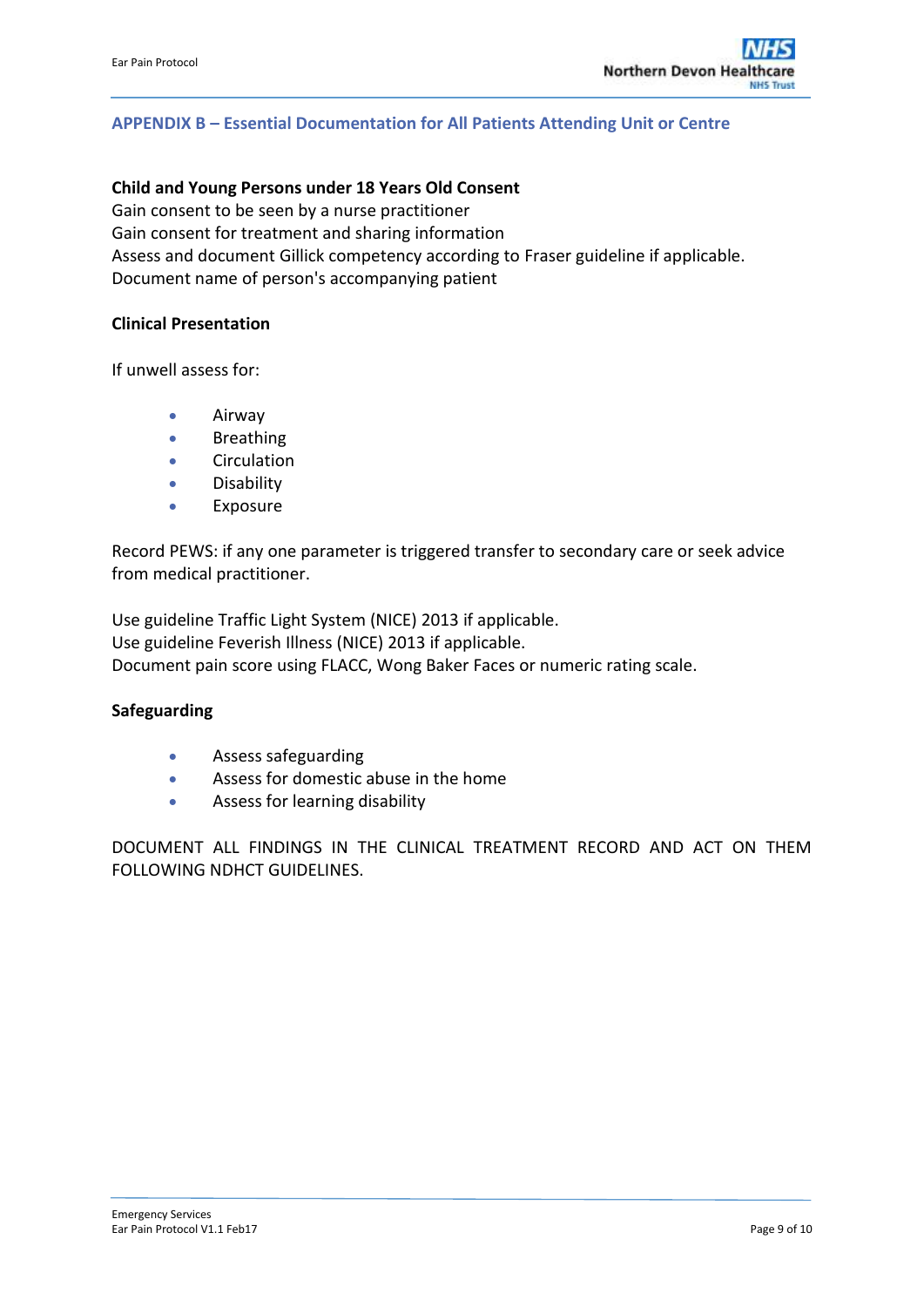## APPENDIX B – Essential Documentation for All Patients Attending Unit or Centre

**Child and Young Persons under 18 Years Old Consent**

Gain consent to be seen by a nurse practitioner
Gain consent for treatment and sharing information
Assess and document Gillick competency according to Fraser guideline if applicable.
Document name of person's accompanying patient

**Clinical Presentation**

If unwell assess for:

- Airway
- Breathing
- Circulation
- Disability
- Exposure

Record PEWS: if any one parameter is triggered transfer to secondary care or seek advice from medical practitioner.

Use guideline Traffic Light System (NICE) 2013 if applicable.
Use guideline Feverish Illness (NICE) 2013 if applicable.
Document pain score using FLACC, Wong Baker Faces or numeric rating scale.

**Safeguarding**

- Assess safeguarding
- Assess for domestic abuse in the home
- Assess for learning disability

DOCUMENT ALL FINDINGS IN THE CLINICAL TREATMENT RECORD AND ACT ON THEM FOLLOWING NDHCT GUIDELINES.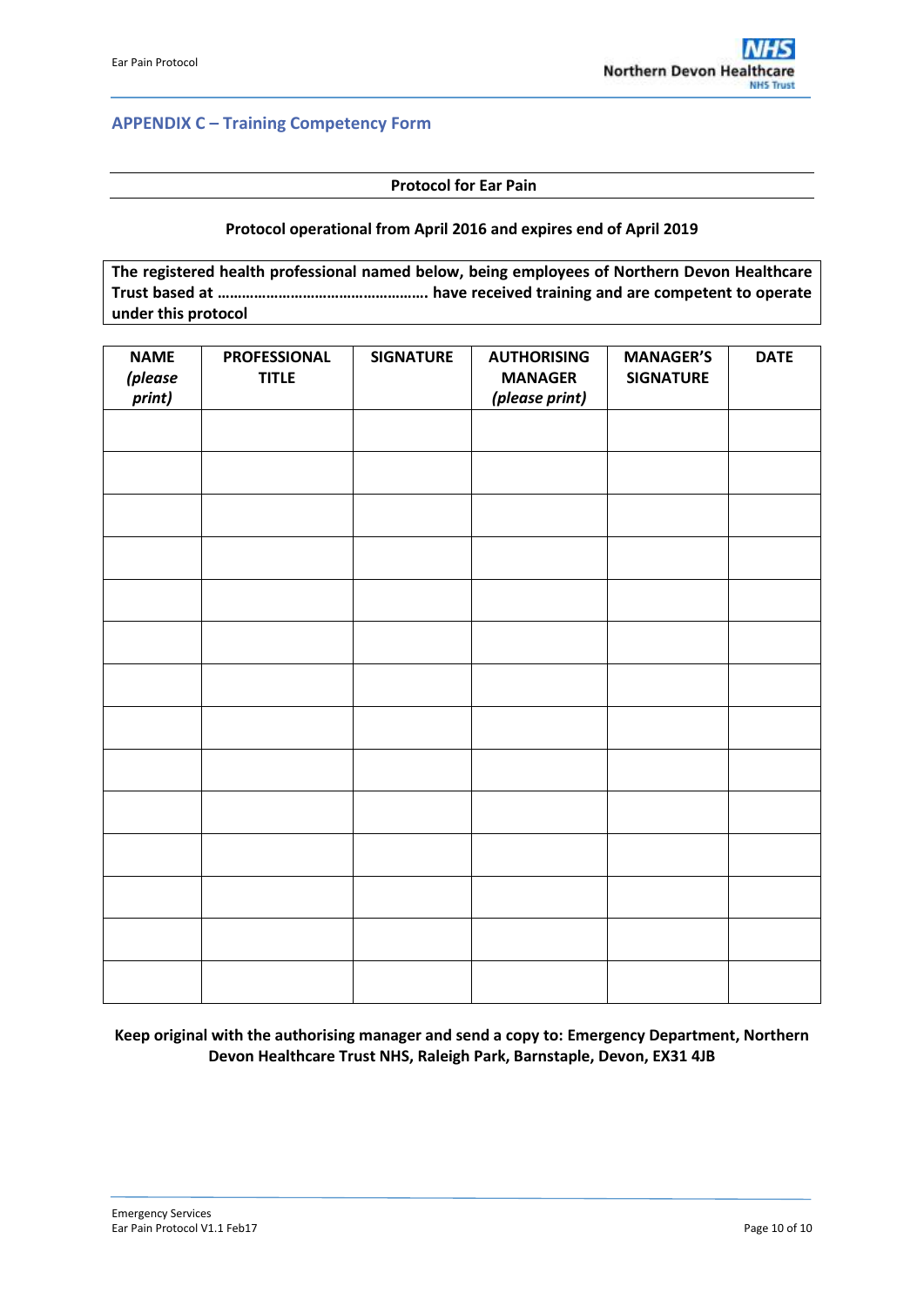## APPENDIX C – Training Competency Form

**Protocol for Ear Pain**

**Protocol operational from April 2016 and expires end of April 2019**

**The registered health professional named below, being employees of Northern Devon Healthcare Trust based at ………………………………………….. have received training and are competent to operate under this protocol**

| **NAME** *(please print)* | **PROFESSIONAL TITLE** | **SIGNATURE** | **AUTHORISING MANAGER** *(please print)* | **MANAGER'S SIGNATURE** | **DATE** |
|---|---|---|---|---|---|
| | | | | | |
| | | | | | |
| | | | | | |
| | | | | | |
| | | | | | |
| | | | | | |
| | | | | | |
| | | | | | |
| | | | | | |
| | | | | | |
| | | | | | |
| | | | | | |
| | | | | | |
| | | | | | |

**Keep original with the authorising manager and send a copy to: Emergency Department, Northern Devon Healthcare Trust NHS, Raleigh Park, Barnstaple, Devon, EX31 4JB**